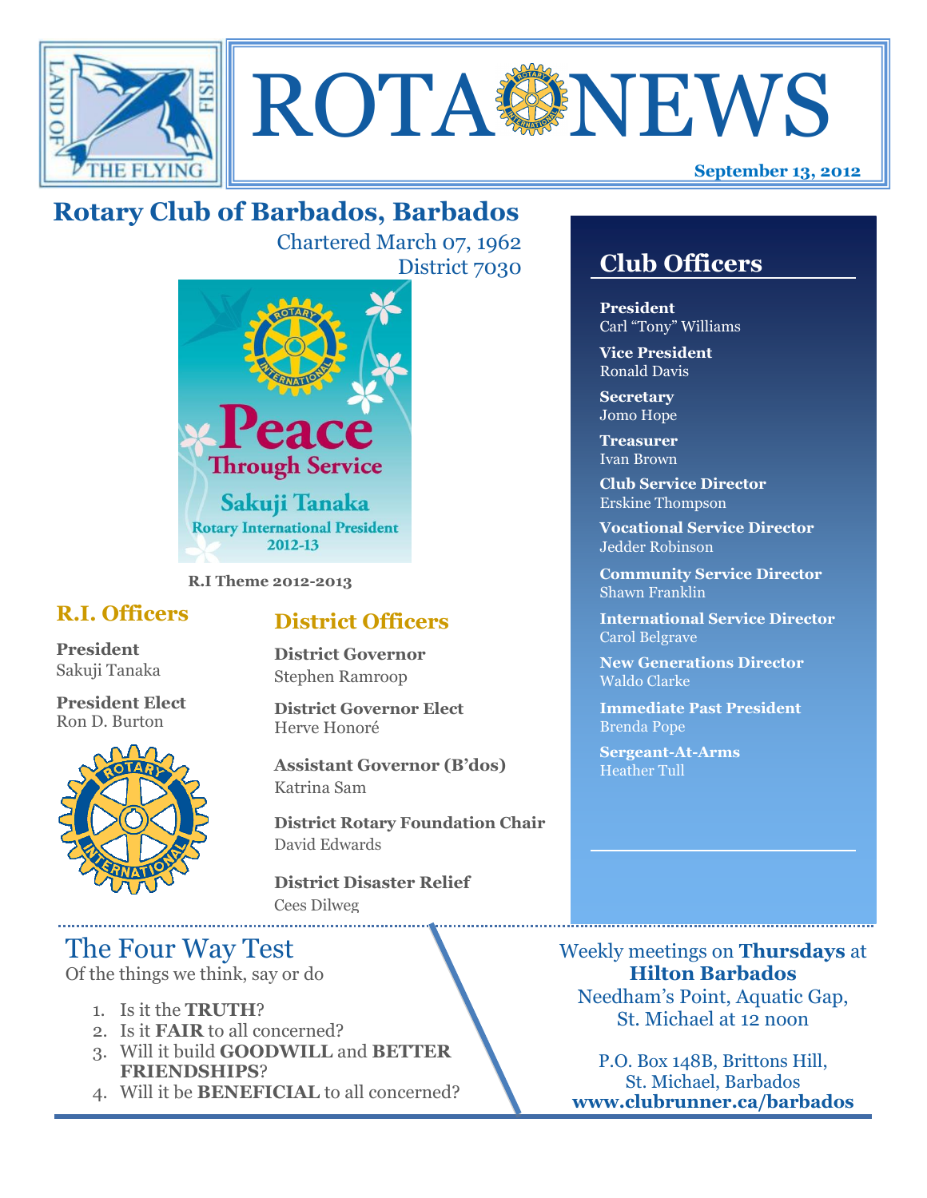# ROTA NEWS

**September 13, 2012**

## Rotary Club of Barbados, Barbados

Chartered March 07, 1962
District 7030

**R.I Theme 2012-2013**

### R.I. Officers

**President**
Sakuji Tanaka

**President Elect**
Ron D. Burton

### District Officers

**District Governor**
Stephen Ramroop

**District Governor Elect**
Herve Honoré

**Assistant Governor (B'dos)**
Katrina Sam

**District Rotary Foundation Chair**
David Edwards

**District Disaster Relief**
Cees Dilweg

## Club Officers

**President**
Carl "Tony" Williams

**Vice President**
Ronald Davis

**Secretary**
Jomo Hope

**Treasurer**
Ivan Brown

**Club Service Director**
Erskine Thompson

**Vocational Service Director**
Jedder Robinson

**Community Service Director**
Shawn Franklin

**International Service Director**
Carol Belgrave

**New Generations Director**
Waldo Clarke

**Immediate Past President**
Brenda Pope

**Sergeant-At-Arms**
Heather Tull

## The Four Way Test

Of the things we think, say or do

1. Is it the **TRUTH**?
2. Is it **FAIR** to all concerned?
3. Will it build **GOODWILL** and **BETTER FRIENDSHIPS**?
4. Will it be **BENEFICIAL** to all concerned?

Weekly meetings on **Thursdays** at **Hilton Barbados**
Needham's Point, Aquatic Gap,
St. Michael at 12 noon

P.O. Box 148B, Brittons Hill,
St. Michael, Barbados
**www.clubrunner.ca/barbados**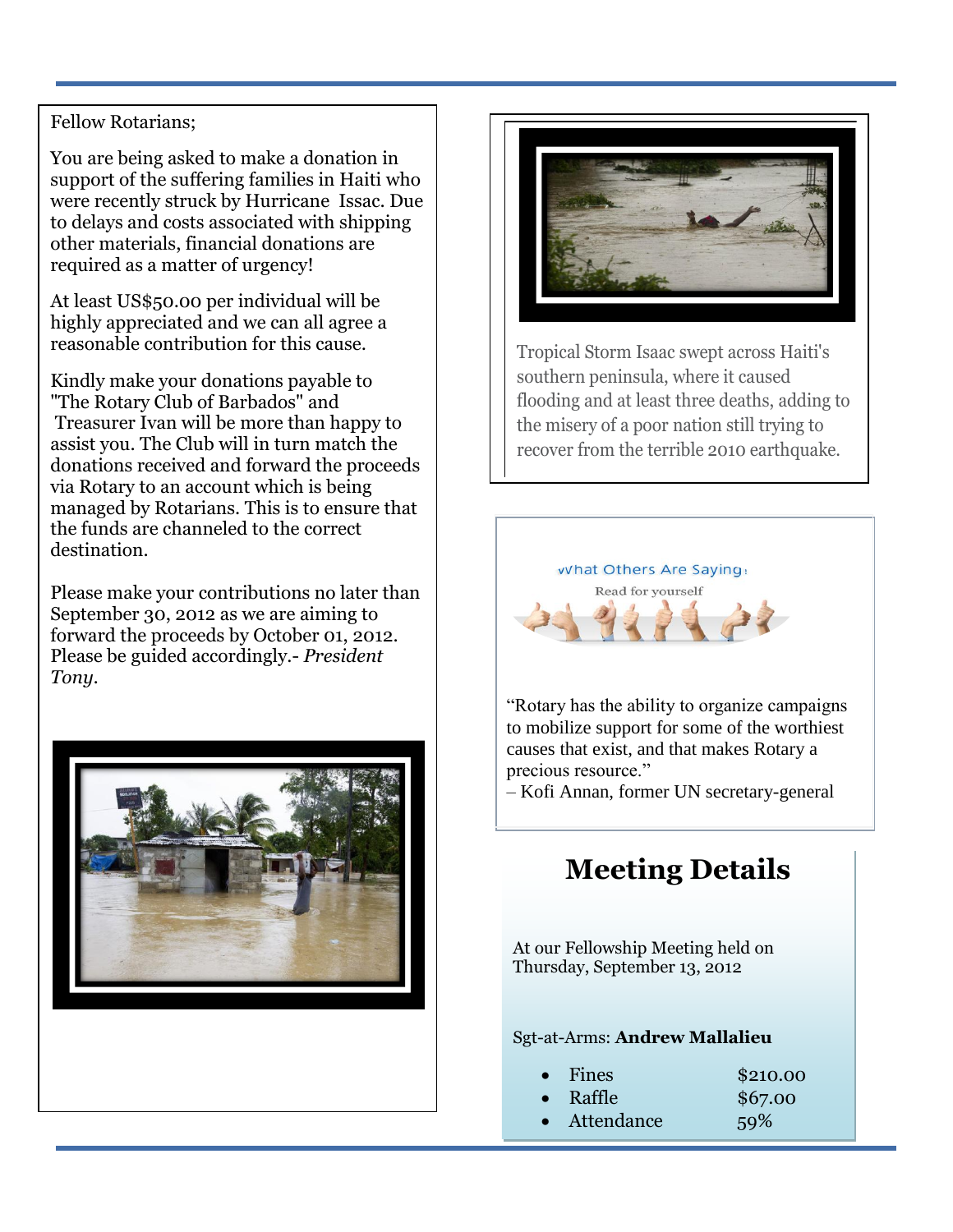Fellow Rotarians;

You are being asked to make a donation in support of the suffering families in Haiti who were recently struck by Hurricane Issac. Due to delays and costs associated with shipping other materials, financial donations are required as a matter of urgency!

At least US$50.00 per individual will be highly appreciated and we can all agree a reasonable contribution for this cause.

Kindly make your donations payable to "The Rotary Club of Barbados" and Treasurer Ivan will be more than happy to assist you. The Club will in turn match the donations received and forward the proceeds via Rotary to an account which is being managed by Rotarians. This is to ensure that the funds are channeled to the correct destination.

Please make your contributions no later than September 30, 2012 as we are aiming to forward the proceeds by October 01, 2012. Please be guided accordingly.- *President Tony*.

Tropical Storm Isaac swept across Haiti's southern peninsula, where it caused flooding and at least three deaths, adding to the misery of a poor nation still trying to recover from the terrible 2010 earthquake.

What Others Are Saying:

Read for yourself

"Rotary has the ability to organize campaigns to mobilize support for some of the worthiest causes that exist, and that makes Rotary a precious resource."
– Kofi Annan, former UN secretary-general

## Meeting Details

At our Fellowship Meeting held on Thursday, September 13, 2012

Sgt-at-Arms: **Andrew Mallalieu**

- Fines $210.00
- Raffle $67.00
- Attendance 59%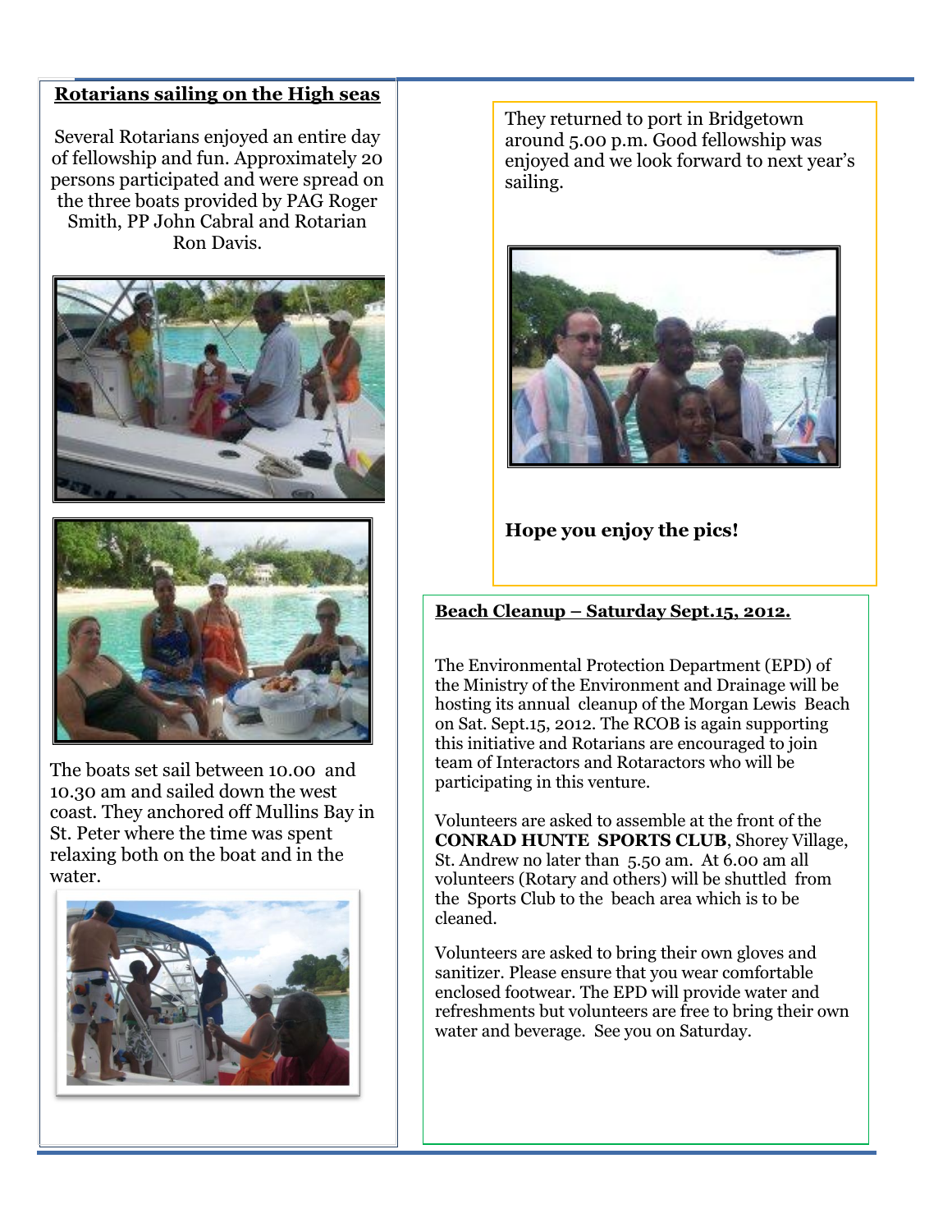## Rotarians sailing on the High seas

Several Rotarians enjoyed an entire day of fellowship and fun. Approximately 20 persons participated and were spread on the three boats provided by PAG Roger Smith, PP John Cabral and Rotarian Ron Davis.

The boats set sail between 10.00 and 10.30 am and sailed down the west coast. They anchored off Mullins Bay in St. Peter where the time was spent relaxing both on the boat and in the water.

They returned to port in Bridgetown around 5.00 p.m. Good fellowship was enjoyed and we look forward to next year's sailing.

**Hope you enjoy the pics!**

## Beach Cleanup – Saturday Sept.15, 2012.

The Environmental Protection Department (EPD) of the Ministry of the Environment and Drainage will be hosting its annual cleanup of the Morgan Lewis Beach on Sat. Sept.15, 2012. The RCOB is again supporting this initiative and Rotarians are encouraged to join team of Interactors and Rotaractors who will be participating in this venture.

Volunteers are asked to assemble at the front of the **CONRAD HUNTE SPORTS CLUB**, Shorey Village, St. Andrew no later than 5.50 am. At 6.00 am all volunteers (Rotary and others) will be shuttled from the Sports Club to the beach area which is to be cleaned.

Volunteers are asked to bring their own gloves and sanitizer. Please ensure that you wear comfortable enclosed footwear. The EPD will provide water and refreshments but volunteers are free to bring their own water and beverage. See you on Saturday.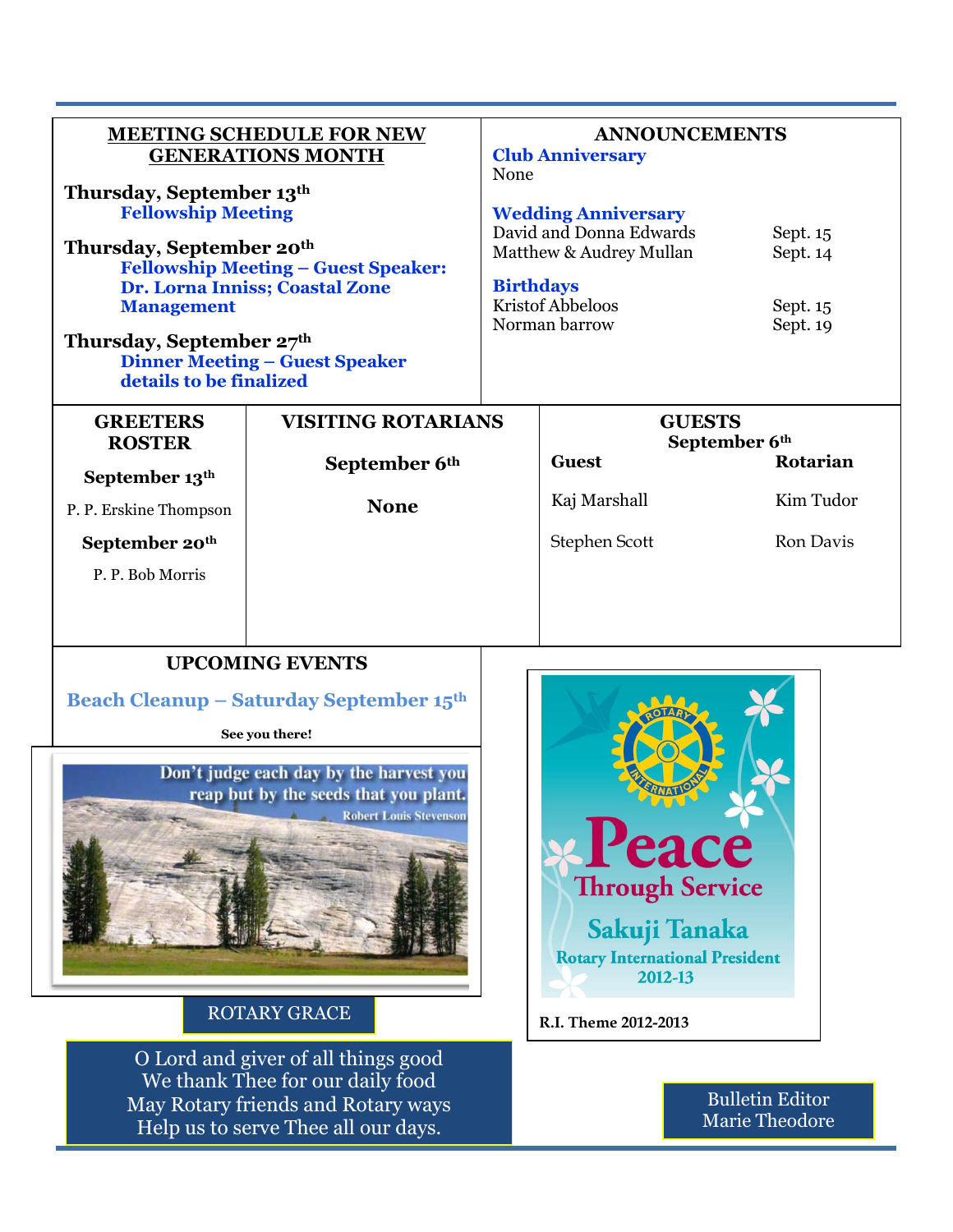## MEETING SCHEDULE FOR NEW GENERATIONS MONTH

**Thursday, September 13th**
**Fellowship Meeting**

**Thursday, September 20th**
**Fellowship Meeting – Guest Speaker: Dr. Lorna Inniss; Coastal Zone Management**

**Thursday, September 27th**
**Dinner Meeting – Guest Speaker details to be finalized**

## ANNOUNCEMENTS

**Club Anniversary**
None

**Wedding Anniversary**

| | |
|---|---|
| David and Donna Edwards | Sept. 15 |
| Matthew & Audrey Mullan | Sept. 14 |

**Birthdays**

| | |
|---|---|
| Kristof Abbeloos | Sept. 15 |
| Norman barrow | Sept. 19 |

## GREETERS ROSTER

**September 13th**
P. P. Erskine Thompson

**September 20th**
P. P. Bob Morris

## VISITING ROTARIANS

**September 6th**

**None**

## GUESTS

**September 6th**

| Guest | Rotarian |
|---|---|
| Kaj Marshall | Kim Tudor |
| Stephen Scott | Ron Davis |

## UPCOMING EVENTS

**Beach Cleanup – Saturday September 15th**

**See you there!**

Don't judge each day by the harvest you reap but by the seeds that you plant.
Robert Louis Stevenson

Peace Through Service
Sakuji Tanaka
Rotary International President 2012-13

**R.I. Theme 2012-2013**

ROTARY GRACE

O Lord and giver of all things good
We thank Thee for our daily food
May Rotary friends and Rotary ways
Help us to serve Thee all our days.

Bulletin Editor
Marie Theodore